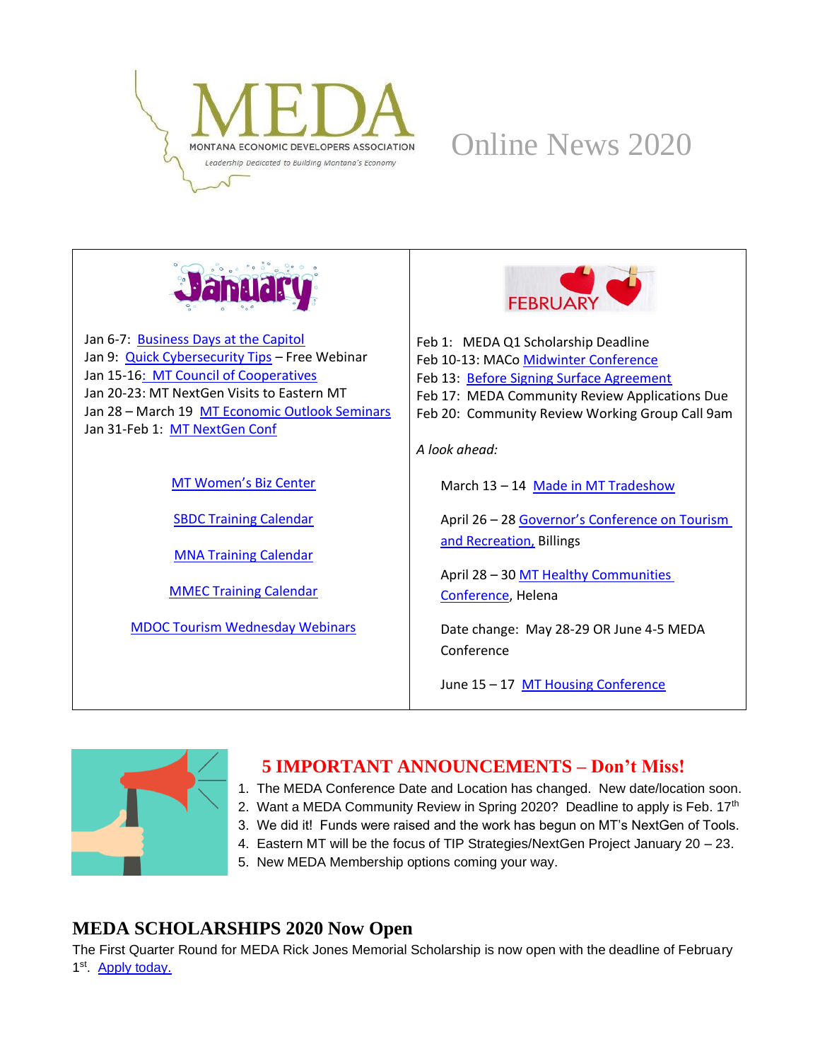# MEDA

MONTANA ECONOMIC DEVELOPERS ASSOCIATION

*Leadership Dedicated to Building Montana's Economy*

# Online News 2020

| January | February |
| --- | --- |
| Jan 6-7: Business Days at the Capitol<br>Jan 9: Quick Cybersecurity Tips – Free Webinar<br>Jan 15-16: MT Council of Cooperatives<br>Jan 20-23: MT NextGen Visits to Eastern MT<br>Jan 28 – March 19 MT Economic Outlook Seminars<br>Jan 31-Feb 1: MT NextGen Conf<br><br>MT Women's Biz Center<br><br>SBDC Training Calendar<br><br>MNA Training Calendar<br><br>MMEC Training Calendar<br><br>MDOC Tourism Wednesday Webinars | Feb 1: MEDA Q1 Scholarship Deadline<br>Feb 10-13: MACo Midwinter Conference<br>Feb 13: Before Signing Surface Agreement<br>Feb 17: MEDA Community Review Applications Due<br>Feb 20: Community Review Working Group Call 9am<br><br>*A look ahead:*<br><br>March 13 – 14 Made in MT Tradeshow<br><br>April 26 – 28 Governor's Conference on Tourism and Recreation, Billings<br><br>April 28 – 30 MT Healthy Communities Conference, Helena<br><br>Date change: May 28-29 OR June 4-5 MEDA Conference<br><br>June 15 – 17 MT Housing Conference |

## 5 IMPORTANT ANNOUNCEMENTS – Don't Miss!

1. The MEDA Conference Date and Location has changed. New date/location soon.
2. Want a MEDA Community Review in Spring 2020? Deadline to apply is Feb. 17th
3. We did it! Funds were raised and the work has begun on MT's NextGen of Tools.
4. Eastern MT will be the focus of TIP Strategies/NextGen Project January 20 – 23.
5. New MEDA Membership options coming your way.

## MEDA SCHOLARSHIPS 2020 Now Open

The First Quarter Round for MEDA Rick Jones Memorial Scholarship is now open with the deadline of February 1st. Apply today.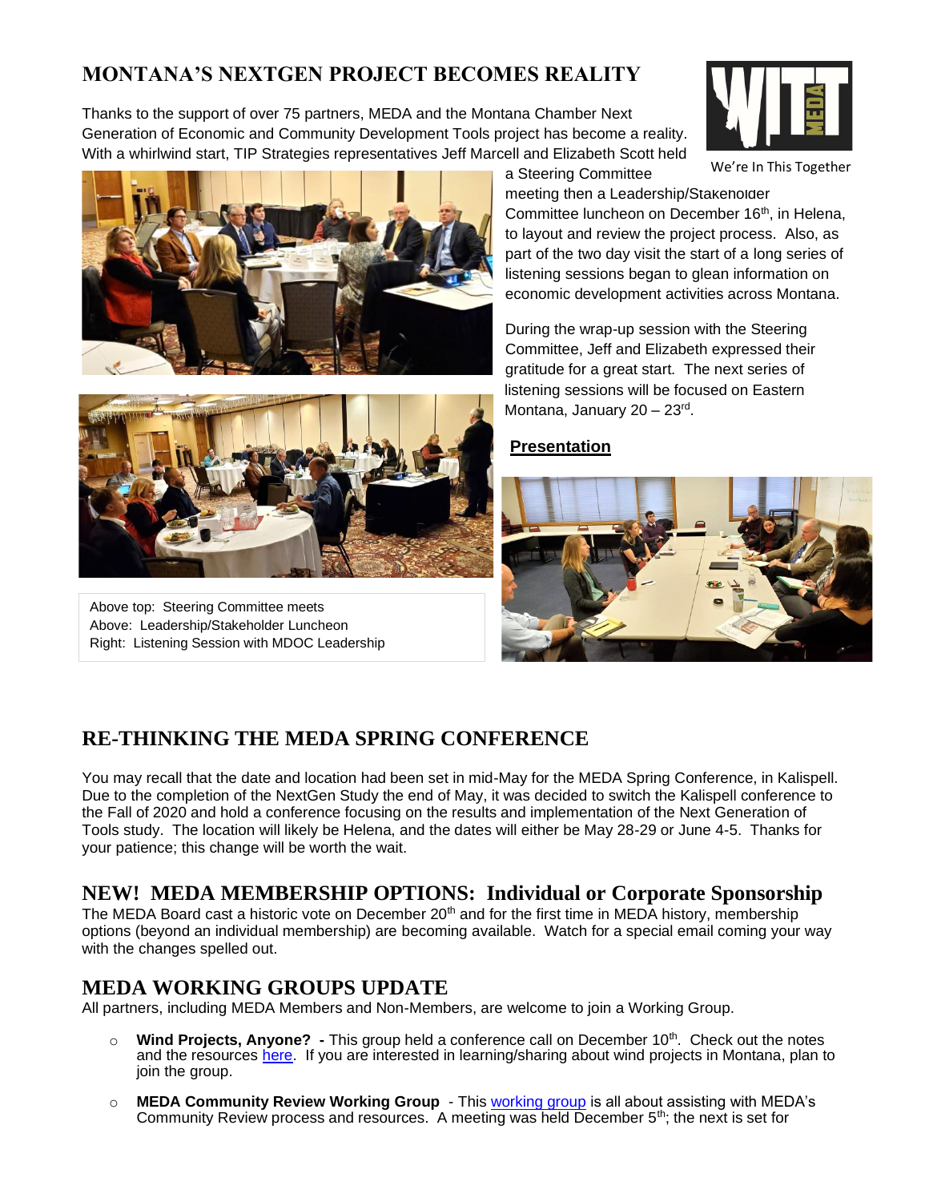## MONTANA'S NEXTGEN PROJECT BECOMES REALITY

We're In This Together

Thanks to the support of over 75 partners, MEDA and the Montana Chamber Next Generation of Economic and Community Development Tools project has become a reality. With a whirlwind start, TIP Strategies representatives Jeff Marcell and Elizabeth Scott held a Steering Committee meeting then a Leadership/Stakeholder Committee luncheon on December 16th, in Helena, to layout and review the project process. Also, as part of the two day visit the start of a long series of listening sessions began to glean information on economic development activities across Montana.

During the wrap-up session with the Steering Committee, Jeff and Elizabeth expressed their gratitude for a great start. The next series of listening sessions will be focused on Eastern Montana, January 20 – 23rd.

**Presentation**

Above top: Steering Committee meets
Above: Leadership/Stakeholder Luncheon
Right: Listening Session with MDOC Leadership

## RE-THINKING THE MEDA SPRING CONFERENCE

You may recall that the date and location had been set in mid-May for the MEDA Spring Conference, in Kalispell. Due to the completion of the NextGen Study the end of May, it was decided to switch the Kalispell conference to the Fall of 2020 and hold a conference focusing on the results and implementation of the Next Generation of Tools study. The location will likely be Helena, and the dates will either be May 28-29 or June 4-5. Thanks for your patience; this change will be worth the wait.

## NEW! MEDA MEMBERSHIP OPTIONS: Individual or Corporate Sponsorship

The MEDA Board cast a historic vote on December 20th and for the first time in MEDA history, membership options (beyond an individual membership) are becoming available. Watch for a special email coming your way with the changes spelled out.

## MEDA WORKING GROUPS UPDATE

All partners, including MEDA Members and Non-Members, are welcome to join a Working Group.

- **Wind Projects, Anyone? -** This group held a conference call on December 10th. Check out the notes and the resources here. If you are interested in learning/sharing about wind projects in Montana, plan to join the group.
- **MEDA Community Review Working Group** - This working group is all about assisting with MEDA's Community Review process and resources. A meeting was held December 5th; the next is set for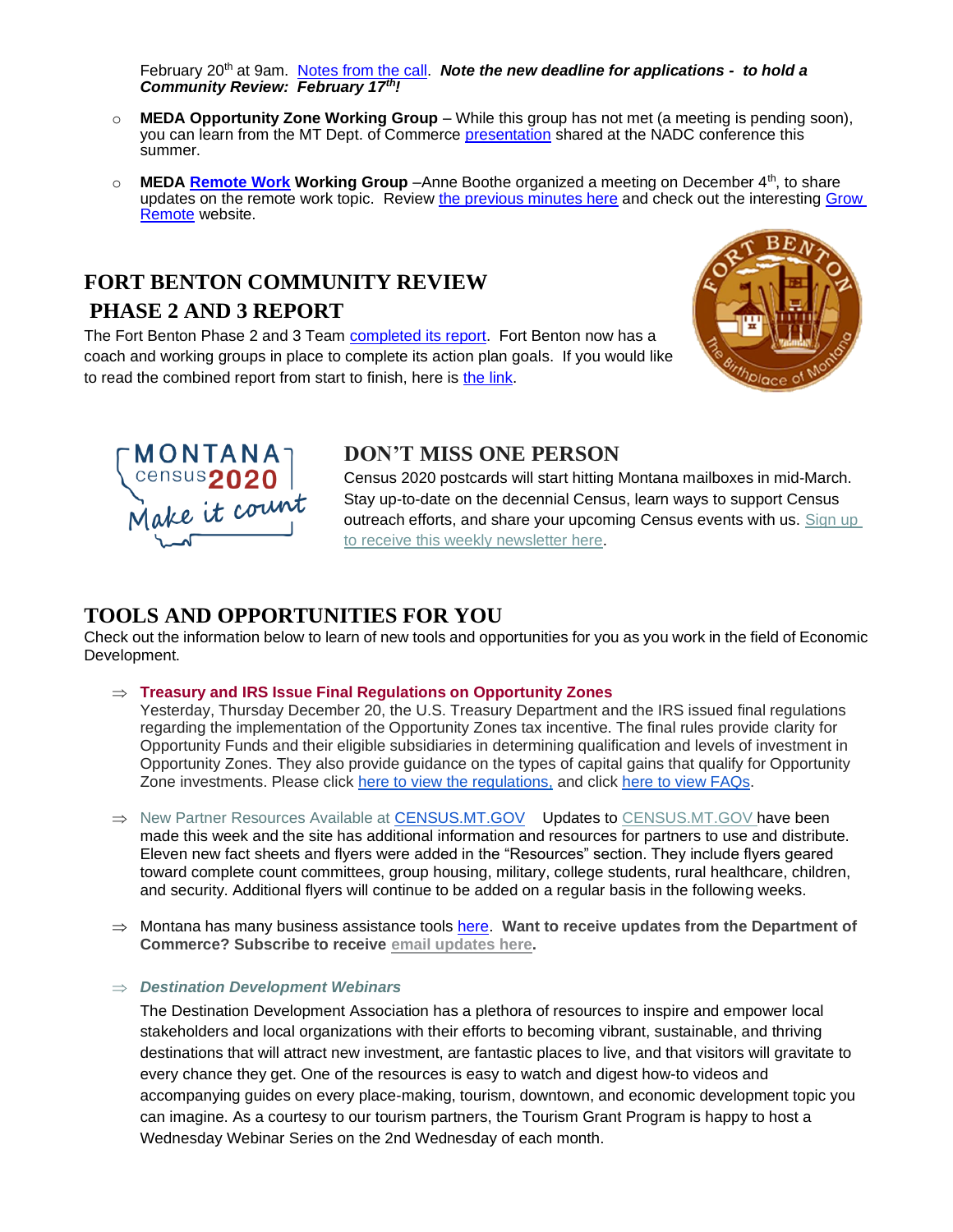February 20th at 9am. Notes from the call. ***Note the new deadline for applications - to hold a Community Review: February 17th!***

- **MEDA Opportunity Zone Working Group** – While this group has not met (a meeting is pending soon), you can learn from the MT Dept. of Commerce presentation shared at the NADC conference this summer.
- **MEDA Remote Work Working Group** –Anne Boothe organized a meeting on December 4th, to share updates on the remote work topic. Review the previous minutes here and check out the interesting Grow Remote website.

## FORT BENTON COMMUNITY REVIEW PHASE 2 AND 3 REPORT

The Fort Benton Phase 2 and 3 Team completed its report. Fort Benton now has a coach and working groups in place to complete its action plan goals. If you would like to read the combined report from start to finish, here is the link.

## DON'T MISS ONE PERSON

Census 2020 postcards will start hitting Montana mailboxes in mid-March. Stay up-to-date on the decennial Census, learn ways to support Census outreach efforts, and share your upcoming Census events with us. Sign up to receive this weekly newsletter here.

## TOOLS AND OPPORTUNITIES FOR YOU

Check out the information below to learn of new tools and opportunities for you as you work in the field of Economic Development.

⇒ **Treasury and IRS Issue Final Regulations on Opportunity Zones**
Yesterday, Thursday December 20, the U.S. Treasury Department and the IRS issued final regulations regarding the implementation of the Opportunity Zones tax incentive. The final rules provide clarity for Opportunity Funds and their eligible subsidiaries in determining qualification and levels of investment in Opportunity Zones. They also provide guidance on the types of capital gains that qualify for Opportunity Zone investments. Please click here to view the regulations, and click here to view FAQs.

⇒ New Partner Resources Available at CENSUS.MT.GOV Updates to CENSUS.MT.GOV have been made this week and the site has additional information and resources for partners to use and distribute. Eleven new fact sheets and flyers were added in the "Resources" section. They include flyers geared toward complete count committees, group housing, military, college students, rural healthcare, children, and security. Additional flyers will continue to be added on a regular basis in the following weeks.

⇒ Montana has many business assistance tools here. **Want to receive updates from the Department of Commerce? Subscribe to receive email updates here.**

⇒ ***Destination Development Webinars***
The Destination Development Association has a plethora of resources to inspire and empower local stakeholders and local organizations with their efforts to becoming vibrant, sustainable, and thriving destinations that will attract new investment, are fantastic places to live, and that visitors will gravitate to every chance they get. One of the resources is easy to watch and digest how-to videos and accompanying guides on every place-making, tourism, downtown, and economic development topic you can imagine. As a courtesy to our tourism partners, the Tourism Grant Program is happy to host a Wednesday Webinar Series on the 2nd Wednesday of each month.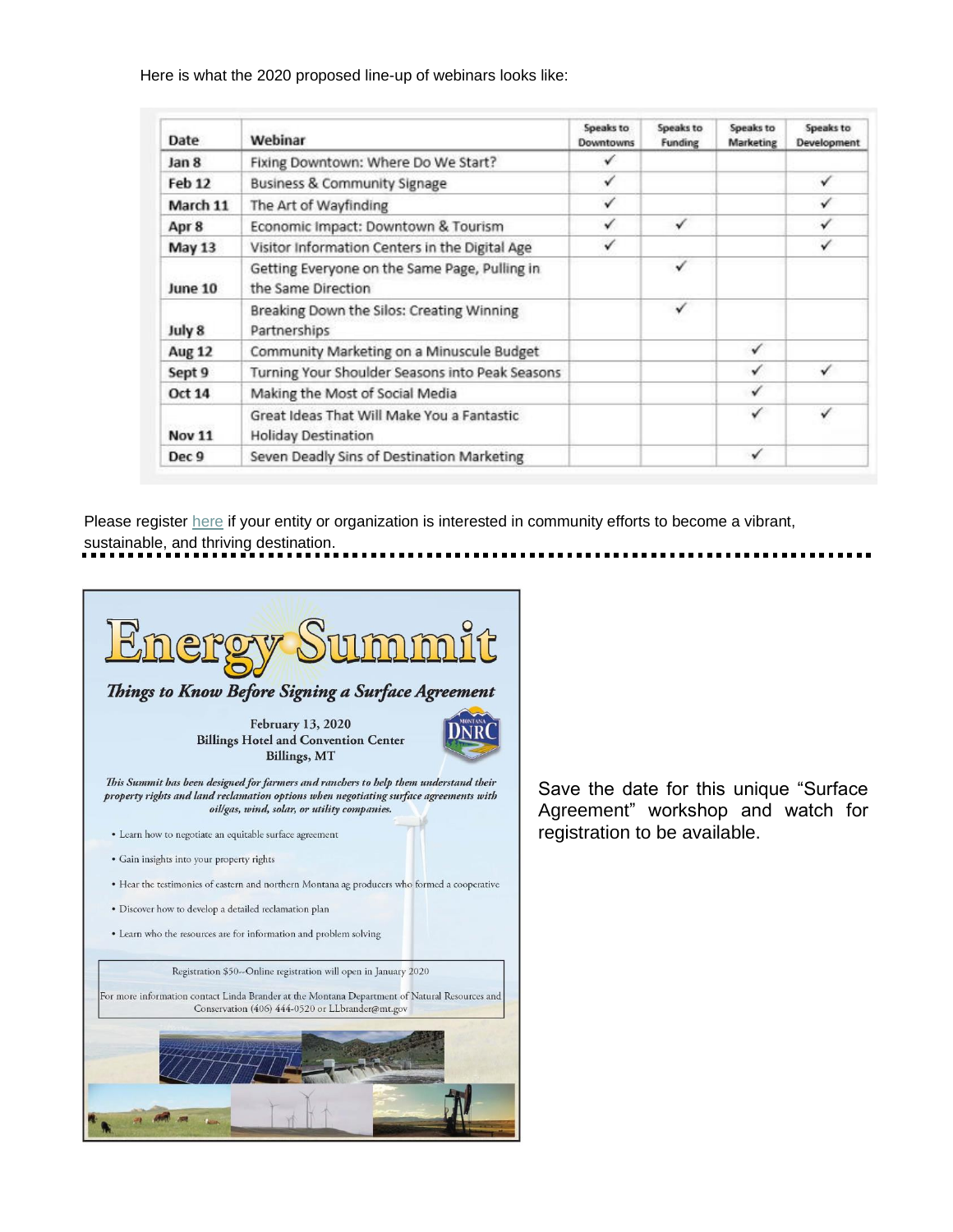Here is what the 2020 proposed line-up of webinars looks like:

| Date | Webinar | Speaks to Downtowns | Speaks to Funding | Speaks to Marketing | Speaks to Development |
|---|---|---|---|---|---|
| Jan 8 | Fixing Downtown: Where Do We Start? | ✓ | | | |
| Feb 12 | Business & Community Signage | ✓ | | | ✓ |
| March 11 | The Art of Wayfinding | ✓ | | | ✓ |
| Apr 8 | Economic Impact: Downtown & Tourism | ✓ | ✓ | | ✓ |
| May 13 | Visitor Information Centers in the Digital Age | ✓ | | | ✓ |
| June 10 | Getting Everyone on the Same Page, Pulling in the Same Direction | | ✓ | | |
| July 8 | Breaking Down the Silos: Creating Winning Partnerships | | ✓ | | |
| Aug 12 | Community Marketing on a Minuscule Budget | | | ✓ | |
| Sept 9 | Turning Your Shoulder Seasons into Peak Seasons | | | ✓ | ✓ |
| Oct 14 | Making the Most of Social Media | | | ✓ | |
| Nov 11 | Great Ideas That Will Make You a Fantastic Holiday Destination | | | ✓ | ✓ |
| Dec 9 | Seven Deadly Sins of Destination Marketing | | | ✓ | |

Please register [here]() if your entity or organization is interested in community efforts to become a vibrant, sustainable, and thriving destination.

# Energy Summit

## *Things to Know Before Signing a Surface Agreement*

**February 13, 2020**
**Billings Hotel and Convention Center**
**Billings, MT**

Montana DNRC

*This Summit has been designed for farmers and ranchers to help them understand their property rights and land reclamation options when negotiating surface agreements with oil/gas, wind, solar, or utility companies.*

- Learn how to negotiate an equitable surface agreement
- Gain insights into your property rights
- Hear the testimonies of eastern and northern Montana ag producers who formed a cooperative
- Discover how to develop a detailed reclamation plan
- Learn who the resources are for information and problem solving

Registration $50--Online registration will open in January 2020

For more information contact Linda Brander at the Montana Department of Natural Resources and Conservation (406) 444-0520 or LLbrander@mt.gov

Save the date for this unique "Surface Agreement" workshop and watch for registration to be available.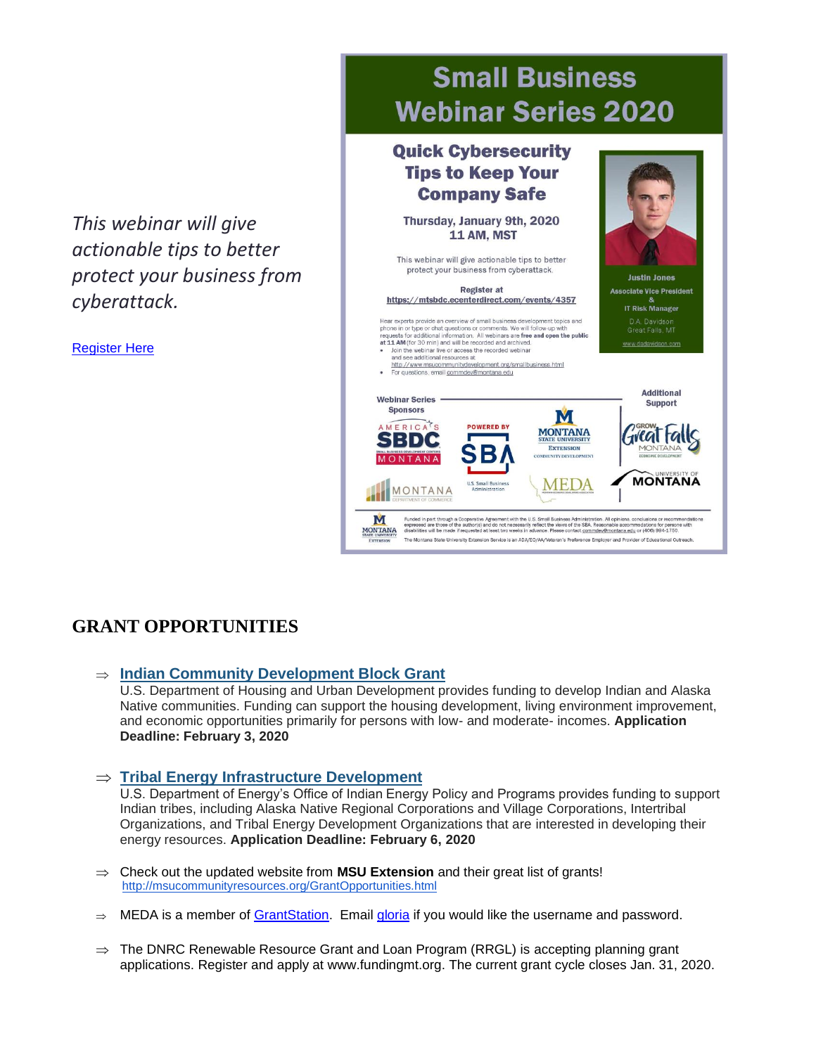*This webinar will give actionable tips to better protect your business from cyberattack.*

[Register Here]

## Small Business Webinar Series 2020

### Quick Cybersecurity Tips to Keep Your Company Safe

**Thursday, January 9th, 2020**
**11 AM, MST**

This webinar will give actionable tips to better protect your business from cyberattack.

**Register at**
**https://mtsbdc.ecenterdirect.com/events/4357**

Hear experts provide an overview of small business development topics and phone in or type or chat questions or comments. We will follow-up with requests for additional information. All webinars are **free and open the public at 11 AM** (for 30 min) and will be recorded and archived.

- Join the webinar live or access the recorded webinar and see additional resources at http://www.msucommunitydevelopment.org/smallbusiness.html
- For questions, email commdev@montana.edu

**Justin Jones**
**Associate Vice President & IT Risk Manager**
D.A. Davidson
Great Falls, MT
www.dadavidson.com

**Webinar Series Sponsors:** America's SBDC Montana; Powered by SBA; Montana State University Extension Community Development; Montana Department of Commerce; U.S. Small Business Administration; MEDA

**Additional Support:** Grow Great Falls Montana Economic Development; University of Montana

Funded in part through a Cooperative Agreement with the U.S. Small Business Administration. All opinions, conclusions or recommendations expressed are those of the author(s) and do not necessarily reflect the views of the SBA. Reasonable accommodations for persons with disabilities will be made if requested at least two weeks in advance. Please contact commdev@montana.edu or (406) 994-1750.

The Montana State University Extension Service is an ADA/EO/AA/Veteran's Preference Employer and Provider of Educational Outreach.

## GRANT OPPORTUNITIES

⇒ **Indian Community Development Block Grant**
U.S. Department of Housing and Urban Development provides funding to develop Indian and Alaska Native communities. Funding can support the housing development, living environment improvement, and economic opportunities primarily for persons with low- and moderate- incomes. **Application Deadline: February 3, 2020**

⇒ **Tribal Energy Infrastructure Development**
U.S. Department of Energy's Office of Indian Energy Policy and Programs provides funding to support Indian tribes, including Alaska Native Regional Corporations and Village Corporations, Intertribal Organizations, and Tribal Energy Development Organizations that are interested in developing their energy resources. **Application Deadline: February 6, 2020**

⇒ Check out the updated website from **MSU Extension** and their great list of grants!
http://msucommunityresources.org/GrantOpportunities.html

⇒ MEDA is a member of GrantStation. Email gloria if you would like the username and password.

⇒ The DNRC Renewable Resource Grant and Loan Program (RRGL) is accepting planning grant applications. Register and apply at www.fundingmt.org. The current grant cycle closes Jan. 31, 2020.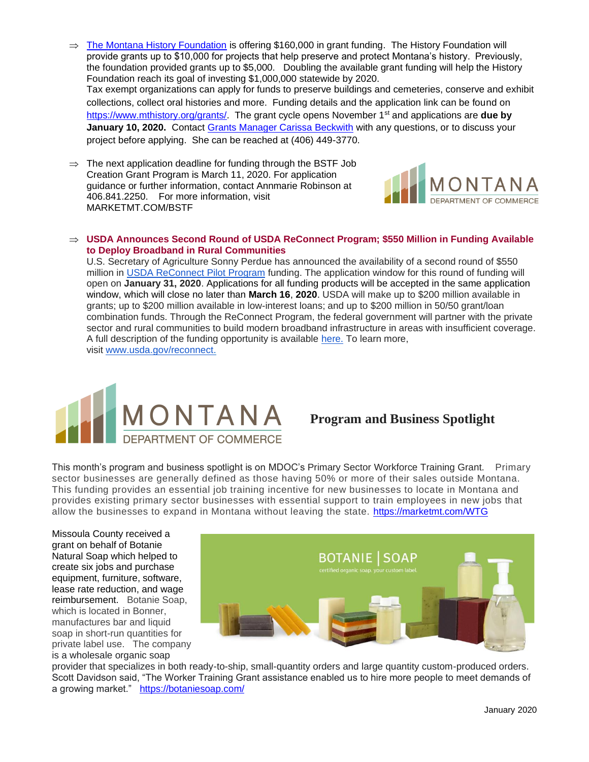- ⇒ [The Montana History Foundation](#) is offering $160,000 in grant funding. The History Foundation will provide grants up to $10,000 for projects that help preserve and protect Montana's history. Previously, the foundation provided grants up to $5,000. Doubling the available grant funding will help the History Foundation reach its goal of investing $1,000,000 statewide by 2020.
  Tax exempt organizations can apply for funds to preserve buildings and cemeteries, conserve and exhibit collections, collect oral histories and more. Funding details and the application link can be found on https://www.mthistory.org/grants/. The grant cycle opens November 1st and applications are **due by January 10, 2020.** Contact Grants Manager Carissa Beckwith with any questions, or to discuss your project before applying. She can be reached at (406) 449-3770.

- ⇒ The next application deadline for funding through the BSTF Job Creation Grant Program is March 11, 2020. For application guidance or further information, contact Annmarie Robinson at 406.841.2250. For more information, visit MARKETMT.COM/BSTF

MONTANA DEPARTMENT OF COMMERCE

- ⇒ **USDA Announces Second Round of USDA ReConnect Program; $550 Million in Funding Available to Deploy Broadband in Rural Communities**
  U.S. Secretary of Agriculture Sonny Perdue has announced the availability of a second round of $550 million in USDA ReConnect Pilot Program funding. The application window for this round of funding will open on **January 31, 2020**. Applications for all funding products will be accepted in the same application window, which will close no later than **March 16**, **2020**. USDA will make up to $200 million available in grants; up to $200 million available in low-interest loans; and up to $200 million in 50/50 grant/loan combination funds. Through the ReConnect Program, the federal government will partner with the private sector and rural communities to build modern broadband infrastructure in areas with insufficient coverage. A full description of the funding opportunity is available here. To learn more, visit www.usda.gov/reconnect.

MONTANA DEPARTMENT OF COMMERCE

## Program and Business Spotlight

This month's program and business spotlight is on MDOC's Primary Sector Workforce Training Grant. Primary sector businesses are generally defined as those having 50% or more of their sales outside Montana. This funding provides an essential job training incentive for new businesses to locate in Montana and provides existing primary sector businesses with essential support to train employees in new jobs that allow the businesses to expand in Montana without leaving the state. https://marketmt.com/WTG

BOTANIE | SOAP
certified organic soap. your custom label.

Missoula County received a grant on behalf of Botanie Natural Soap which helped to create six jobs and purchase equipment, furniture, software, lease rate reduction, and wage reimbursement. Botanie Soap, which is located in Bonner, manufactures bar and liquid soap in short-run quantities for private label use. The company is a wholesale organic soap provider that specializes in both ready-to-ship, small-quantity orders and large quantity custom-produced orders. Scott Davidson said, "The Worker Training Grant assistance enabled us to hire more people to meet demands of a growing market." https://botaniesoap.com/

January 2020